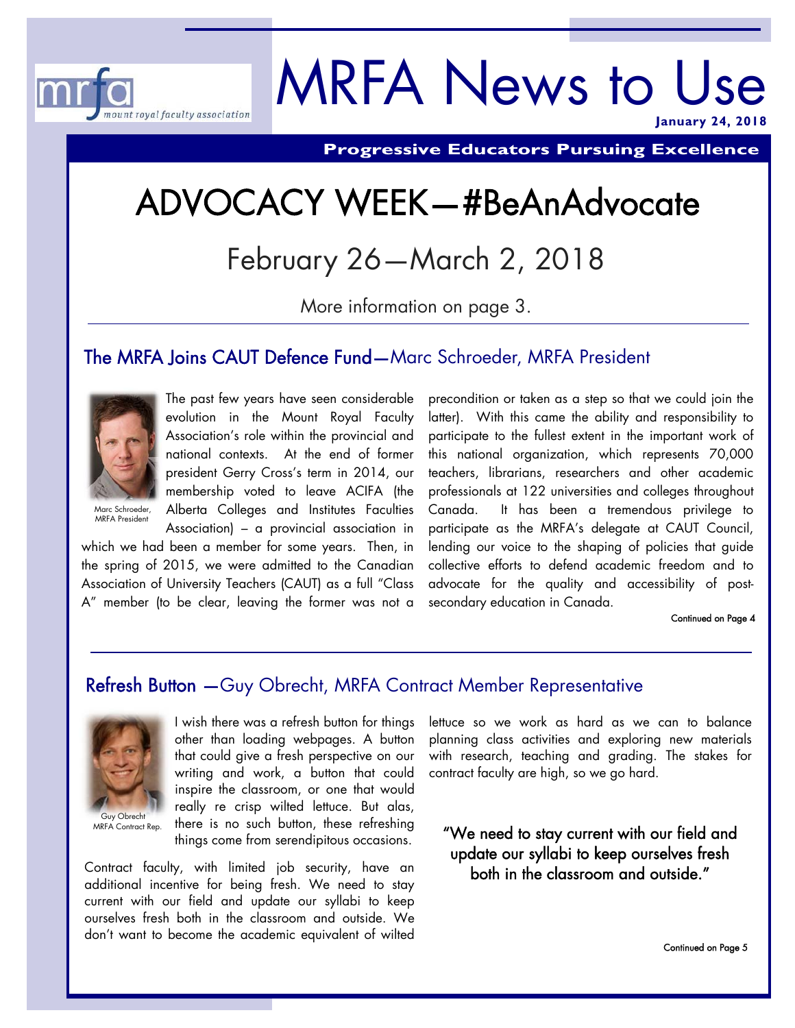mrfa mount royal faculty association

# MRFA News to Use

**January 24, 2018**

**Progressive Educators Pursuing Excellence**

# ADVOCACY WEEK—#BeAnAdvocate

## February 26—March 2, 2018

More information on page 3.

## The MRFA Joins CAUT Defence Fund—Marc Schroeder, MRFA President

Marc Schroeder, MRFA President

The past few years have seen considerable evolution in the Mount Royal Faculty Association's role within the provincial and national contexts. At the end of former president Gerry Cross's term in 2014, our membership voted to leave ACIFA (the Alberta Colleges and Institutes Faculties Association) – a provincial association in which we had been a member for some years. Then, in the spring of 2015, we were admitted to the Canadian Association of University Teachers (CAUT) as a full "Class A" member (to be clear, leaving the former was not a precondition or taken as a step so that we could join the latter). With this came the ability and responsibility to participate to the fullest extent in the important work of this national organization, which represents 70,000 teachers, librarians, researchers and other academic professionals at 122 universities and colleges throughout Canada. It has been a tremendous privilege to participate as the MRFA's delegate at CAUT Council, lending our voice to the shaping of policies that guide collective efforts to defend academic freedom and to advocate for the quality and accessibility of post-secondary education in Canada.

Continued on Page 4

## Refresh Button —Guy Obrecht, MRFA Contract Member Representative

Guy Obrecht MRFA Contract Rep.

I wish there was a refresh button for things other than loading webpages. A button that could give a fresh perspective on our writing and work, a button that could inspire the classroom, or one that would really re crisp wilted lettuce. But alas, there is no such button, these refreshing things come from serendipitous occasions.

Contract faculty, with limited job security, have an additional incentive for being fresh. We need to stay current with our field and update our syllabi to keep ourselves fresh both in the classroom and outside. We don't want to become the academic equivalent of wilted lettuce so we work as hard as we can to balance planning class activities and exploring new materials with research, teaching and grading. The stakes for contract faculty are high, so we go hard.

> "We need to stay current with our field and update our syllabi to keep ourselves fresh both in the classroom and outside."

Continued on Page 5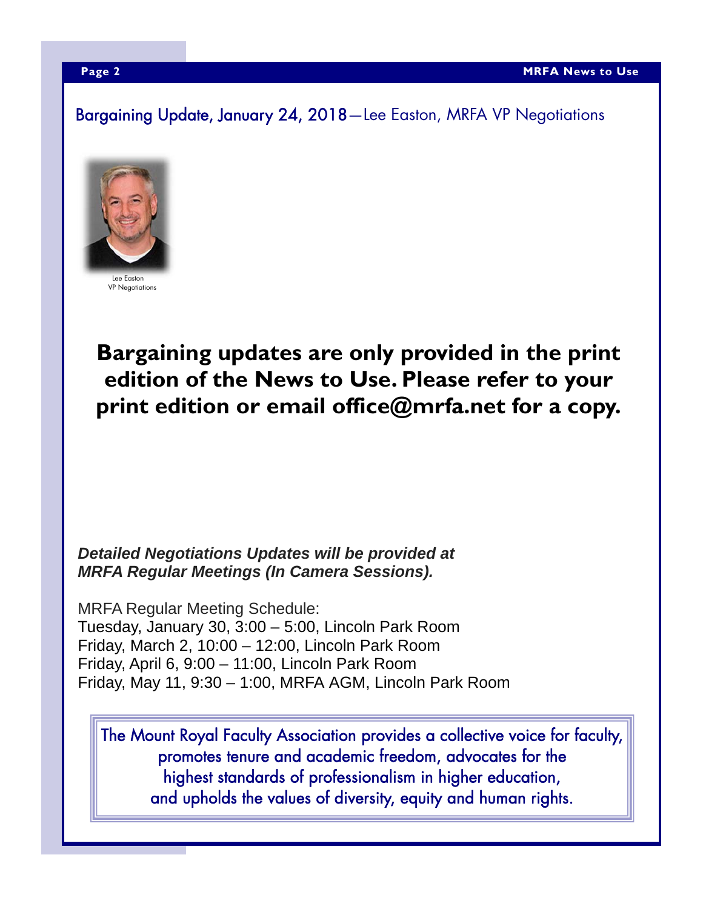## Bargaining Update, January 24, 2018—Lee Easton, MRFA VP Negotiations

Lee Easton
VP Negotiations

**Bargaining updates are only provided in the print edition of the News to Use. Please refer to your print edition or email office@mrfa.net for a copy.**

***Detailed Negotiations Updates will be provided at MRFA Regular Meetings (In Camera Sessions).***

MRFA Regular Meeting Schedule:
Tuesday, January 30, 3:00 – 5:00, Lincoln Park Room
Friday, March 2, 10:00 – 12:00, Lincoln Park Room
Friday, April 6, 9:00 – 11:00, Lincoln Park Room
Friday, May 11, 9:30 – 1:00, MRFA AGM, Lincoln Park Room

The Mount Royal Faculty Association provides a collective voice for faculty, promotes tenure and academic freedom, advocates for the highest standards of professionalism in higher education, and upholds the values of diversity, equity and human rights.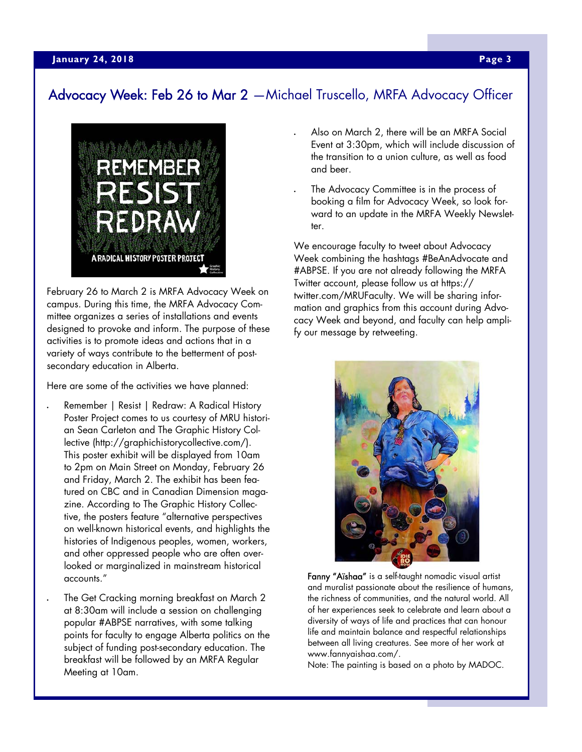## Advocacy Week: Feb 26 to Mar 2 —Michael Truscello, MRFA Advocacy Officer

February 26 to March 2 is MRFA Advocacy Week on campus. During this time, the MRFA Advocacy Committee organizes a series of installations and events designed to provoke and inform. The purpose of these activities is to promote ideas and actions that in a variety of ways contribute to the betterment of post-secondary education in Alberta.

Here are some of the activities we have planned:

- Remember | Resist | Redraw: A Radical History Poster Project comes to us courtesy of MRU historian Sean Carleton and The Graphic History Collective (http://graphichistorycollective.com/). This poster exhibit will be displayed from 10am to 2pm on Main Street on Monday, February 26 and Friday, March 2. The exhibit has been featured on CBC and in Canadian Dimension magazine. According to The Graphic History Collective, the posters feature "alternative perspectives on well-known historical events, and highlights the histories of Indigenous peoples, women, workers, and other oppressed people who are often overlooked or marginalized in mainstream historical accounts."
- The Get Cracking morning breakfast on March 2 at 8:30am will include a session on challenging popular #ABPSE narratives, with some talking points for faculty to engage Alberta politics on the subject of funding post-secondary education. The breakfast will be followed by an MRFA Regular Meeting at 10am.
- Also on March 2, there will be an MRFA Social Event at 3:30pm, which will include discussion of the transition to a union culture, as well as food and beer.
- The Advocacy Committee is in the process of booking a film for Advocacy Week, so look forward to an update in the MRFA Weekly Newsletter.

We encourage faculty to tweet about Advocacy Week combining the hashtags #BeAnAdvocate and #ABPSE. If you are not already following the MRFA Twitter account, please follow us at https://twitter.com/MRUFaculty. We will be sharing information and graphics from this account during Advocacy Week and beyond, and faculty can help amplify our message by retweeting.

**Fanny "Aïshaa"** is a self-taught nomadic visual artist and muralist passionate about the resilience of humans, the richness of communities, and the natural world. All of her experiences seek to celebrate and learn about a diversity of ways of life and practices that can honour life and maintain balance and respectful relationships between all living creatures. See more of her work at www.fannyaishaa.com/.

Note: The painting is based on a photo by MADOC.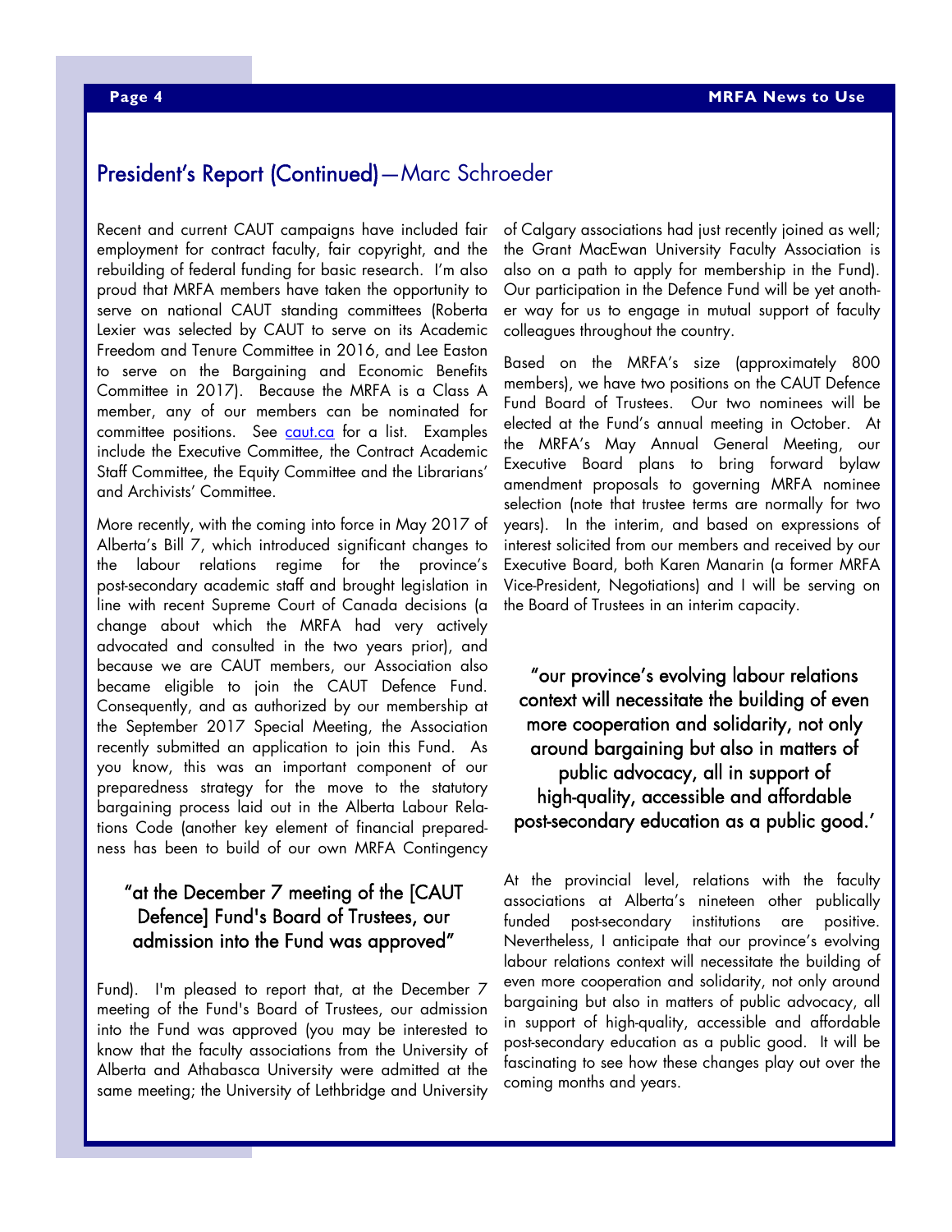## President's Report (Continued)—Marc Schroeder

Recent and current CAUT campaigns have included fair employment for contract faculty, fair copyright, and the rebuilding of federal funding for basic research. I'm also proud that MRFA members have taken the opportunity to serve on national CAUT standing committees (Roberta Lexier was selected by CAUT to serve on its Academic Freedom and Tenure Committee in 2016, and Lee Easton to serve on the Bargaining and Economic Benefits Committee in 2017). Because the MRFA is a Class A member, any of our members can be nominated for committee positions. See caut.ca for a list. Examples include the Executive Committee, the Contract Academic Staff Committee, the Equity Committee and the Librarians' and Archivists' Committee.

More recently, with the coming into force in May 2017 of Alberta's Bill 7, which introduced significant changes to the labour relations regime for the province's post-secondary academic staff and brought legislation in line with recent Supreme Court of Canada decisions (a change about which the MRFA had very actively advocated and consulted in the two years prior), and because we are CAUT members, our Association also became eligible to join the CAUT Defence Fund. Consequently, and as authorized by our membership at the September 2017 Special Meeting, the Association recently submitted an application to join this Fund. As you know, this was an important component of our preparedness strategy for the move to the statutory bargaining process laid out in the Alberta Labour Relations Code (another key element of financial preparedness has been to build of our own MRFA Contingency Fund). I'm pleased to report that, at the December 7 meeting of the Fund's Board of Trustees, our admission into the Fund was approved (you may be interested to know that the faculty associations from the University of Alberta and Athabasca University were admitted at the same meeting; the University of Lethbridge and University of Calgary associations had just recently joined as well; the Grant MacEwan University Faculty Association is also on a path to apply for membership in the Fund). Our participation in the Defence Fund will be yet another way for us to engage in mutual support of faculty colleagues throughout the country.

> "at the December 7 meeting of the [CAUT Defence] Fund's Board of Trustees, our admission into the Fund was approved"

Based on the MRFA's size (approximately 800 members), we have two positions on the CAUT Defence Fund Board of Trustees. Our two nominees will be elected at the Fund's annual meeting in October. At the MRFA's May Annual General Meeting, our Executive Board plans to bring forward bylaw amendment proposals to governing MRFA nominee selection (note that trustee terms are normally for two years). In the interim, and based on expressions of interest solicited from our members and received by our Executive Board, both Karen Manarin (a former MRFA Vice-President, Negotiations) and I will be serving on the Board of Trustees in an interim capacity.

> "our province's evolving labour relations context will necessitate the building of even more cooperation and solidarity, not only around bargaining but also in matters of public advocacy, all in support of high-quality, accessible and affordable post-secondary education as a public good.'

At the provincial level, relations with the faculty associations at Alberta's nineteen other publically funded post-secondary institutions are positive. Nevertheless, I anticipate that our province's evolving labour relations context will necessitate the building of even more cooperation and solidarity, not only around bargaining but also in matters of public advocacy, all in support of high-quality, accessible and affordable post-secondary education as a public good. It will be fascinating to see how these changes play out over the coming months and years.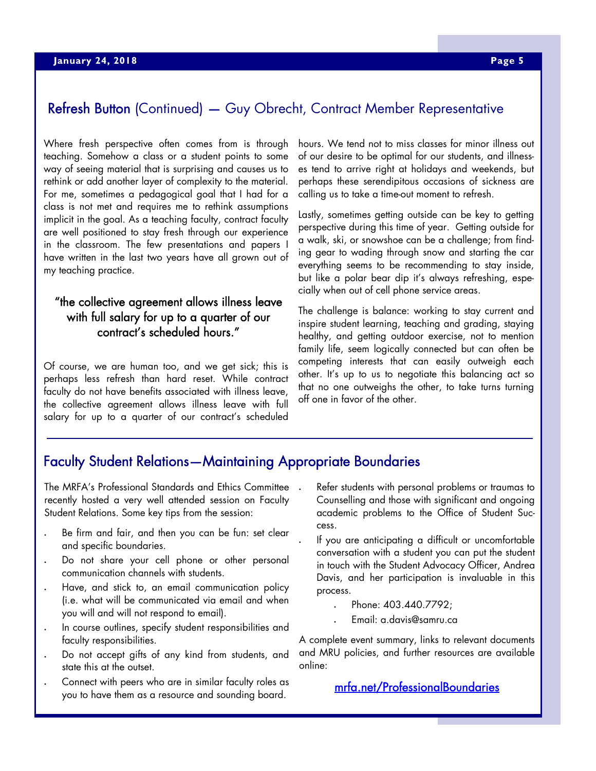## Refresh Button (Continued) — Guy Obrecht, Contract Member Representative

Where fresh perspective often comes from is through teaching. Somehow a class or a student points to some way of seeing material that is surprising and causes us to rethink or add another layer of complexity to the material. For me, sometimes a pedagogical goal that I had for a class is not met and requires me to rethink assumptions implicit in the goal. As a teaching faculty, contract faculty are well positioned to stay fresh through our experience in the classroom. The few presentations and papers I have written in the last two years have all grown out of my teaching practice.

> "the collective agreement allows illness leave with full salary for up to a quarter of our contract's scheduled hours."

Of course, we are human too, and we get sick; this is perhaps less refresh than hard reset. While contract faculty do not have benefits associated with illness leave, the collective agreement allows illness leave with full salary for up to a quarter of our contract's scheduled hours. We tend not to miss classes for minor illness out of our desire to be optimal for our students, and illnesses tend to arrive right at holidays and weekends, but perhaps these serendipitous occasions of sickness are calling us to take a time-out moment to refresh.

Lastly, sometimes getting outside can be key to getting perspective during this time of year. Getting outside for a walk, ski, or snowshoe can be a challenge; from finding gear to wading through snow and starting the car everything seems to be recommending to stay inside, but like a polar bear dip it's always refreshing, especially when out of cell phone service areas.

The challenge is balance: working to stay current and inspire student learning, teaching and grading, staying healthy, and getting outdoor exercise, not to mention family life, seem logically connected but can often be competing interests that can easily outweigh each other. It's up to us to negotiate this balancing act so that no one outweighs the other, to take turns turning off one in favor of the other.

## Faculty Student Relations—Maintaining Appropriate Boundaries

The MRFA's Professional Standards and Ethics Committee recently hosted a very well attended session on Faculty Student Relations. Some key tips from the session:

- Be firm and fair, and then you can be fun: set clear and specific boundaries.
- Do not share your cell phone or other personal communication channels with students.
- Have, and stick to, an email communication policy (i.e. what will be communicated via email and when you will and will not respond to email).
- In course outlines, specify student responsibilities and faculty responsibilities.
- Do not accept gifts of any kind from students, and state this at the outset.
- Connect with peers who are in similar faculty roles as you to have them as a resource and sounding board.
- Refer students with personal problems or traumas to Counselling and those with significant and ongoing academic problems to the Office of Student Success.
- If you are anticipating a difficult or uncomfortable conversation with a student you can put the student in touch with the Student Advocacy Officer, Andrea Davis, and her participation is invaluable in this process.
  - Phone: 403.440.7792;
  - Email: a.davis@samru.ca

A complete event summary, links to relevant documents and MRU policies, and further resources are available online:

mfa.net/ProfessionalBoundaries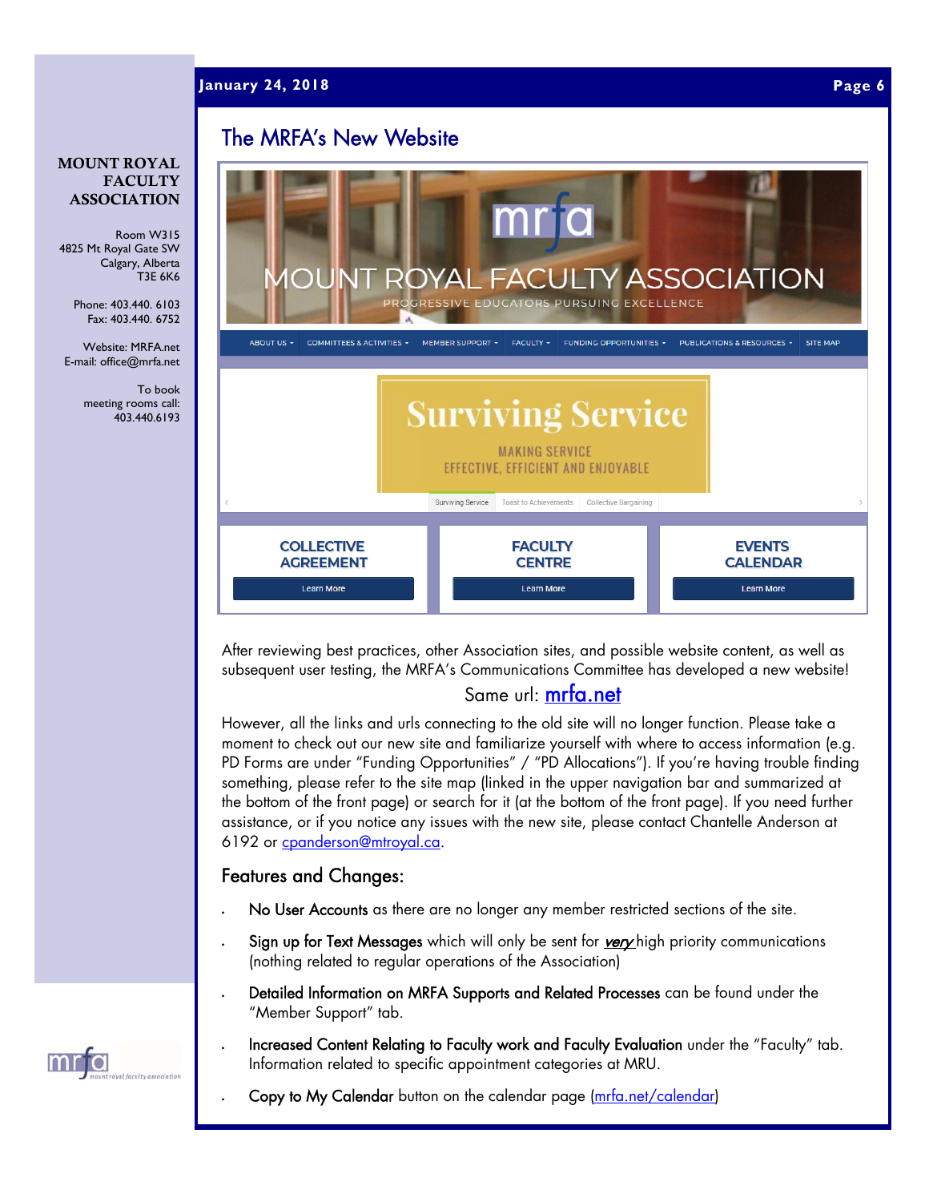**MOUNT ROYAL FACULTY ASSOCIATION**

Room W315
4825 Mt Royal Gate SW
Calgary, Alberta
T3E 6K6

Phone: 403.440. 6103
Fax: 403.440. 6752

Website: MRFA.net
E-mail: office@mrfa.net

To book meeting rooms call: 403.440.6193

## The MRFA's New Website

After reviewing best practices, other Association sites, and possible website content, as well as subsequent user testing, the MRFA's Communications Committee has developed a new website!

Same url: [mrfa.net](mrfa.net)

However, all the links and urls connecting to the old site will no longer function. Please take a moment to check out our new site and familiarize yourself with where to access information (e.g. PD Forms are under "Funding Opportunities" / "PD Allocations"). If you're having trouble finding something, please refer to the site map (linked in the upper navigation bar and summarized at the bottom of the front page) or search for it (at the bottom of the front page). If you need further assistance, or if you notice any issues with the new site, please contact Chantelle Anderson at 6192 or cpanderson@mtroyal.ca.

### Features and Changes:

- No User Accounts as there are no longer any member restricted sections of the site.
- Sign up for Text Messages which will only be sent for ***very*** high priority communications (nothing related to regular operations of the Association)
- Detailed Information on MRFA Supports and Related Processes can be found under the "Member Support" tab.
- Increased Content Relating to Faculty work and Faculty Evaluation under the "Faculty" tab. Information related to specific appointment categories at MRU.
- Copy to My Calendar button on the calendar page (mrfa.net/calendar)